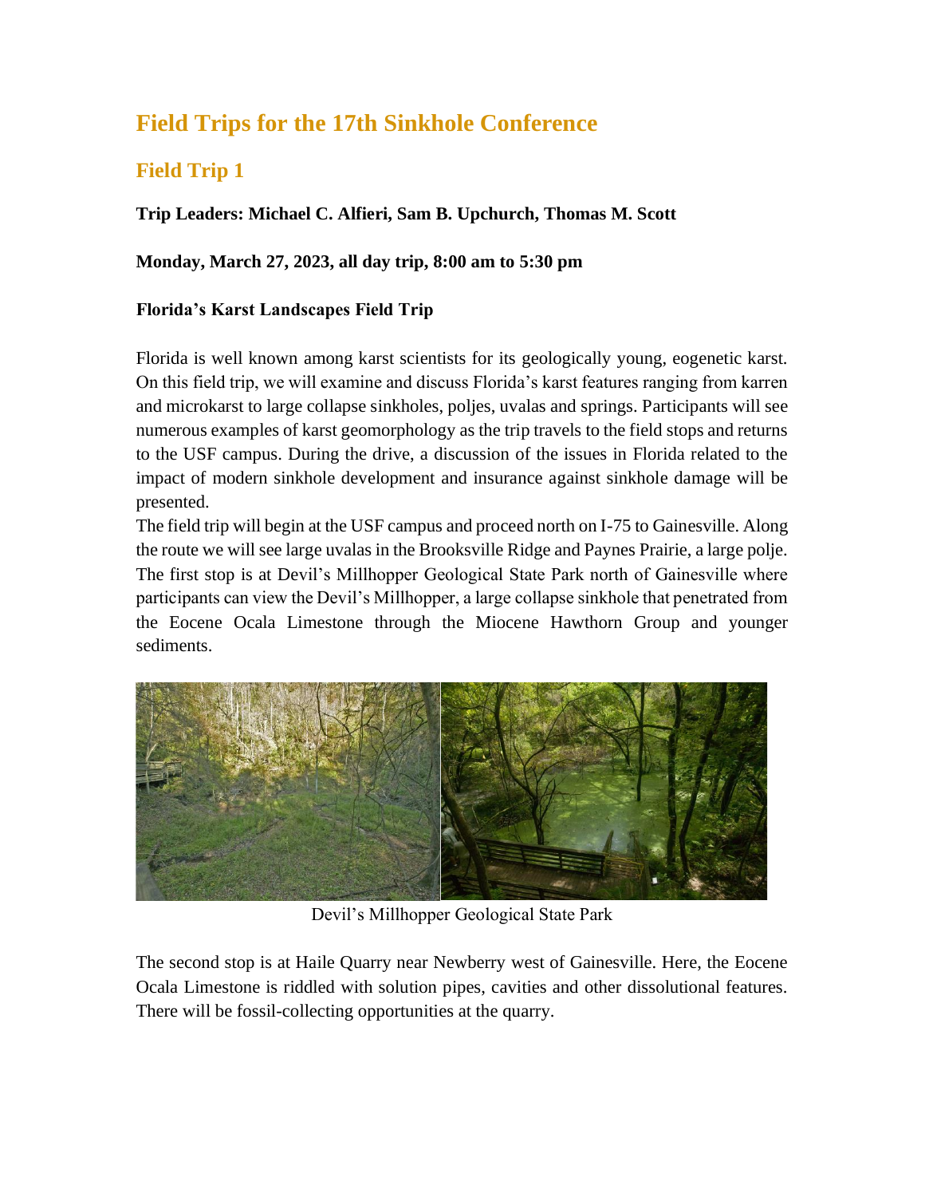# Field Trips for the 17th Sinkhole Conference

## Field Trip 1

**Trip Leaders: Michael C. Alfieri, Sam B. Upchurch, Thomas M. Scott**

**Monday, March 27, 2023, all day trip, 8:00 am to 5:30 pm**

**Florida's Karst Landscapes Field Trip**

Florida is well known among karst scientists for its geologically young, eogenetic karst. On this field trip, we will examine and discuss Florida's karst features ranging from karren and microkarst to large collapse sinkholes, poljes, uvalas and springs. Participants will see numerous examples of karst geomorphology as the trip travels to the field stops and returns to the USF campus. During the drive, a discussion of the issues in Florida related to the impact of modern sinkhole development and insurance against sinkhole damage will be presented.

The field trip will begin at the USF campus and proceed north on I-75 to Gainesville. Along the route we will see large uvalas in the Brooksville Ridge and Paynes Prairie, a large polje. The first stop is at Devil's Millhopper Geological State Park north of Gainesville where participants can view the Devil's Millhopper, a large collapse sinkhole that penetrated from the Eocene Ocala Limestone through the Miocene Hawthorn Group and younger sediments.

Devil's Millhopper Geological State Park

The second stop is at Haile Quarry near Newberry west of Gainesville. Here, the Eocene Ocala Limestone is riddled with solution pipes, cavities and other dissolutional features. There will be fossil-collecting opportunities at the quarry.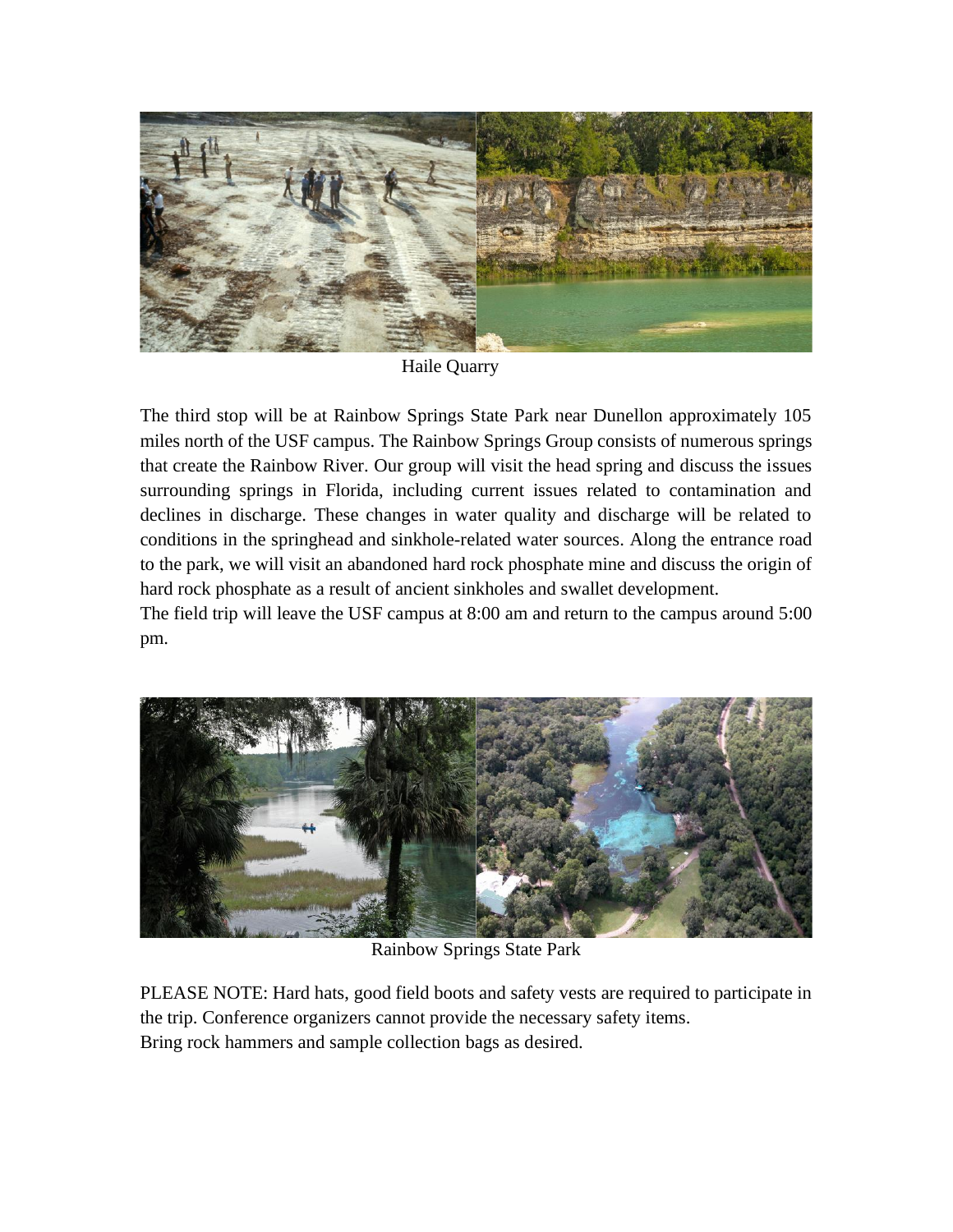Haile Quarry

The third stop will be at Rainbow Springs State Park near Dunellon approximately 105 miles north of the USF campus. The Rainbow Springs Group consists of numerous springs that create the Rainbow River. Our group will visit the head spring and discuss the issues surrounding springs in Florida, including current issues related to contamination and declines in discharge. These changes in water quality and discharge will be related to conditions in the springhead and sinkhole-related water sources. Along the entrance road to the park, we will visit an abandoned hard rock phosphate mine and discuss the origin of hard rock phosphate as a result of ancient sinkholes and swallet development.

The field trip will leave the USF campus at 8:00 am and return to the campus around 5:00 pm.

Rainbow Springs State Park

PLEASE NOTE: Hard hats, good field boots and safety vests are required to participate in the trip. Conference organizers cannot provide the necessary safety items.

Bring rock hammers and sample collection bags as desired.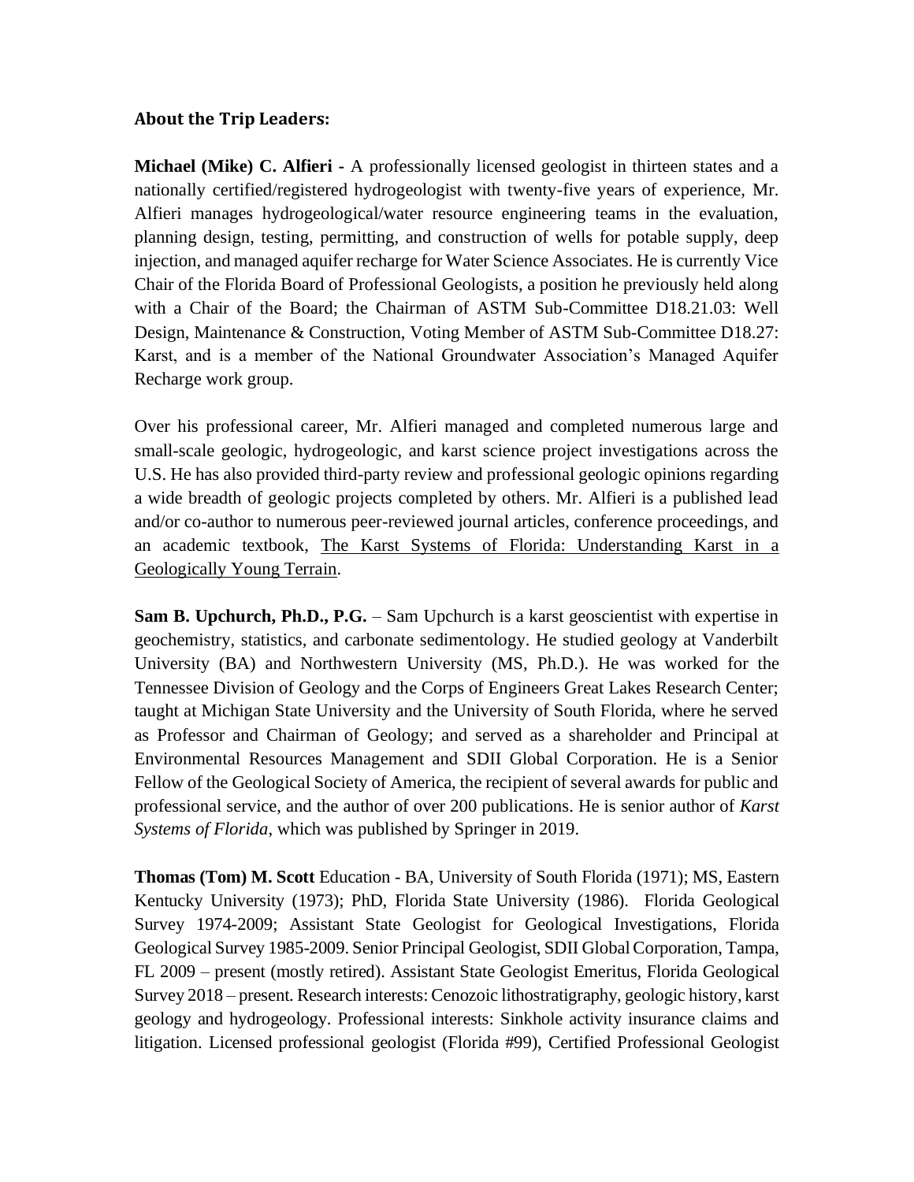**About the Trip Leaders:**

**Michael (Mike) C. Alfieri -** A professionally licensed geologist in thirteen states and a nationally certified/registered hydrogeologist with twenty-five years of experience, Mr. Alfieri manages hydrogeological/water resource engineering teams in the evaluation, planning design, testing, permitting, and construction of wells for potable supply, deep injection, and managed aquifer recharge for Water Science Associates. He is currently Vice Chair of the Florida Board of Professional Geologists, a position he previously held along with a Chair of the Board; the Chairman of ASTM Sub-Committee D18.21.03: Well Design, Maintenance & Construction, Voting Member of ASTM Sub-Committee D18.27: Karst, and is a member of the National Groundwater Association's Managed Aquifer Recharge work group.

Over his professional career, Mr. Alfieri managed and completed numerous large and small-scale geologic, hydrogeologic, and karst science project investigations across the U.S. He has also provided third-party review and professional geologic opinions regarding a wide breadth of geologic projects completed by others. Mr. Alfieri is a published lead and/or co-author to numerous peer-reviewed journal articles, conference proceedings, and an academic textbook, The Karst Systems of Florida: Understanding Karst in a Geologically Young Terrain.

**Sam B. Upchurch, Ph.D., P.G.** – Sam Upchurch is a karst geoscientist with expertise in geochemistry, statistics, and carbonate sedimentology. He studied geology at Vanderbilt University (BA) and Northwestern University (MS, Ph.D.). He was worked for the Tennessee Division of Geology and the Corps of Engineers Great Lakes Research Center; taught at Michigan State University and the University of South Florida, where he served as Professor and Chairman of Geology; and served as a shareholder and Principal at Environmental Resources Management and SDII Global Corporation. He is a Senior Fellow of the Geological Society of America, the recipient of several awards for public and professional service, and the author of over 200 publications. He is senior author of *Karst Systems of Florida*, which was published by Springer in 2019.

**Thomas (Tom) M. Scott** Education - BA, University of South Florida (1971); MS, Eastern Kentucky University (1973); PhD, Florida State University (1986). Florida Geological Survey 1974-2009; Assistant State Geologist for Geological Investigations, Florida Geological Survey 1985-2009. Senior Principal Geologist, SDII Global Corporation, Tampa, FL 2009 – present (mostly retired). Assistant State Geologist Emeritus, Florida Geological Survey 2018 – present. Research interests: Cenozoic lithostratigraphy, geologic history, karst geology and hydrogeology. Professional interests: Sinkhole activity insurance claims and litigation. Licensed professional geologist (Florida #99), Certified Professional Geologist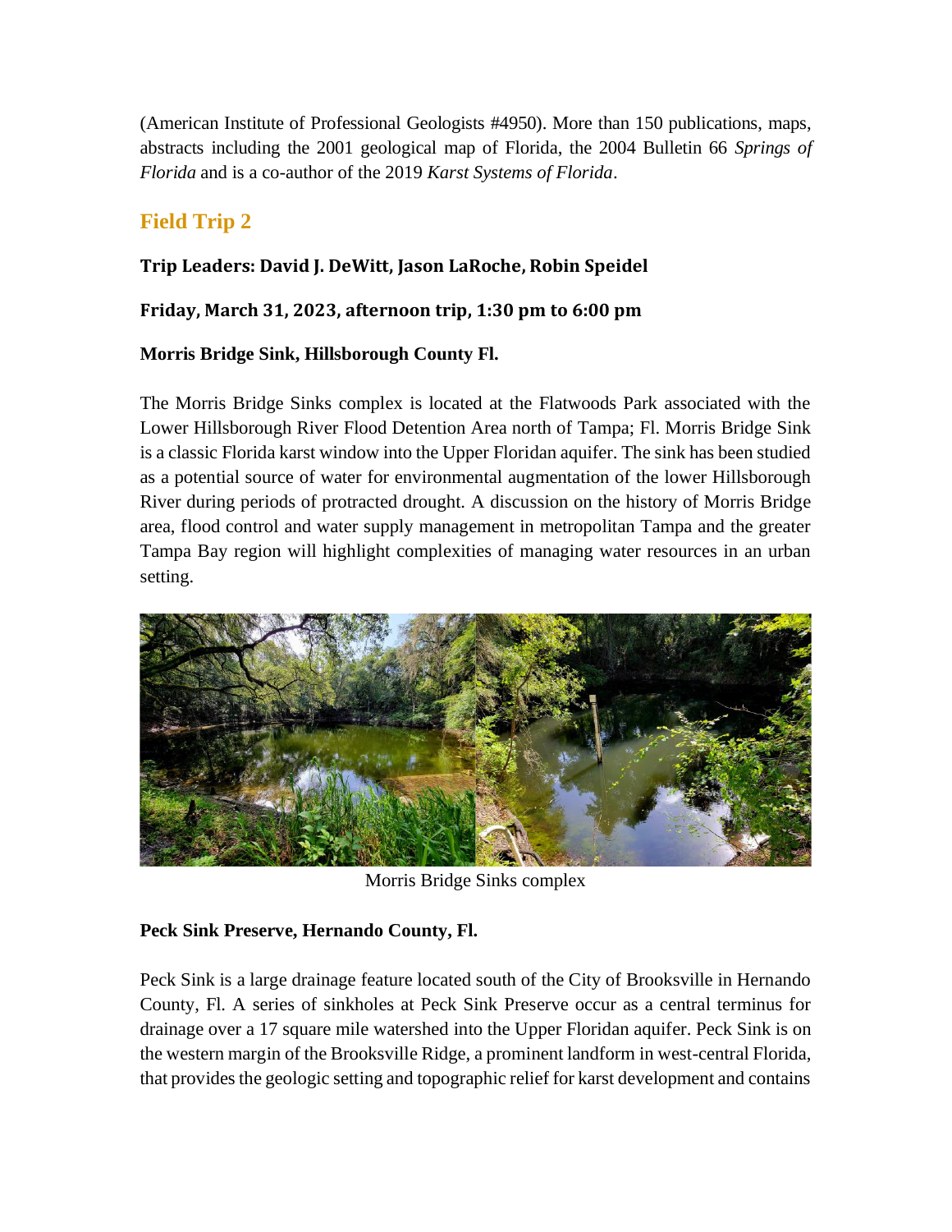(American Institute of Professional Geologists #4950). More than 150 publications, maps, abstracts including the 2001 geological map of Florida, the 2004 Bulletin 66 *Springs of Florida* and is a co-author of the 2019 *Karst Systems of Florida*.

## Field Trip 2

**Trip Leaders: David J. DeWitt, Jason LaRoche, Robin Speidel**

**Friday, March 31, 2023, afternoon trip, 1:30 pm to 6:00 pm**

**Morris Bridge Sink, Hillsborough County Fl.**

The Morris Bridge Sinks complex is located at the Flatwoods Park associated with the Lower Hillsborough River Flood Detention Area north of Tampa; Fl. Morris Bridge Sink is a classic Florida karst window into the Upper Floridan aquifer. The sink has been studied as a potential source of water for environmental augmentation of the lower Hillsborough River during periods of protracted drought. A discussion on the history of Morris Bridge area, flood control and water supply management in metropolitan Tampa and the greater Tampa Bay region will highlight complexities of managing water resources in an urban setting.

Morris Bridge Sinks complex

**Peck Sink Preserve, Hernando County, Fl.**

Peck Sink is a large drainage feature located south of the City of Brooksville in Hernando County, Fl. A series of sinkholes at Peck Sink Preserve occur as a central terminus for drainage over a 17 square mile watershed into the Upper Floridan aquifer. Peck Sink is on the western margin of the Brooksville Ridge, a prominent landform in west-central Florida, that provides the geologic setting and topographic relief for karst development and contains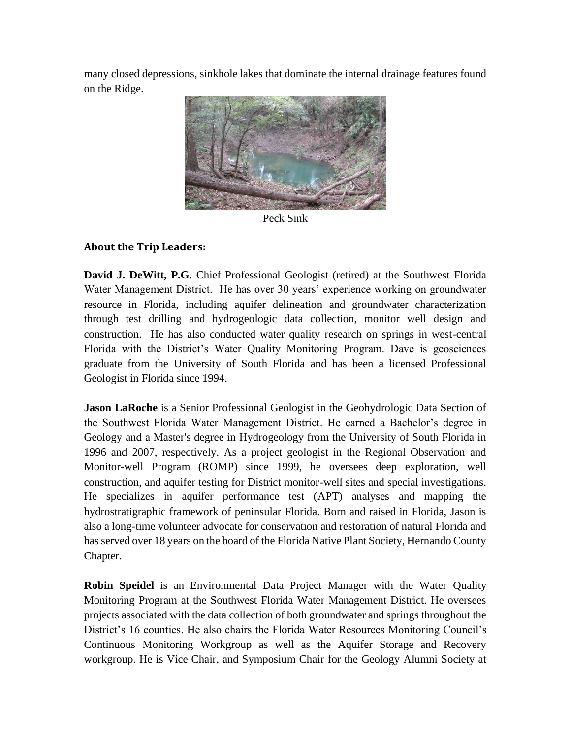many closed depressions, sinkhole lakes that dominate the internal drainage features found on the Ridge.

Peck Sink

### About the Trip Leaders:

**David J. DeWitt, P.G**. Chief Professional Geologist (retired) at the Southwest Florida Water Management District. He has over 30 years' experience working on groundwater resource in Florida, including aquifer delineation and groundwater characterization through test drilling and hydrogeologic data collection, monitor well design and construction. He has also conducted water quality research on springs in west-central Florida with the District's Water Quality Monitoring Program. Dave is geosciences graduate from the University of South Florida and has been a licensed Professional Geologist in Florida since 1994.

**Jason LaRoche** is a Senior Professional Geologist in the Geohydrologic Data Section of the Southwest Florida Water Management District. He earned a Bachelor's degree in Geology and a Master's degree in Hydrogeology from the University of South Florida in 1996 and 2007, respectively. As a project geologist in the Regional Observation and Monitor-well Program (ROMP) since 1999, he oversees deep exploration, well construction, and aquifer testing for District monitor-well sites and special investigations. He specializes in aquifer performance test (APT) analyses and mapping the hydrostratigraphic framework of peninsular Florida. Born and raised in Florida, Jason is also a long-time volunteer advocate for conservation and restoration of natural Florida and has served over 18 years on the board of the Florida Native Plant Society, Hernando County Chapter.

**Robin Speidel** is an Environmental Data Project Manager with the Water Quality Monitoring Program at the Southwest Florida Water Management District. He oversees projects associated with the data collection of both groundwater and springs throughout the District's 16 counties. He also chairs the Florida Water Resources Monitoring Council's Continuous Monitoring Workgroup as well as the Aquifer Storage and Recovery workgroup. He is Vice Chair, and Symposium Chair for the Geology Alumni Society at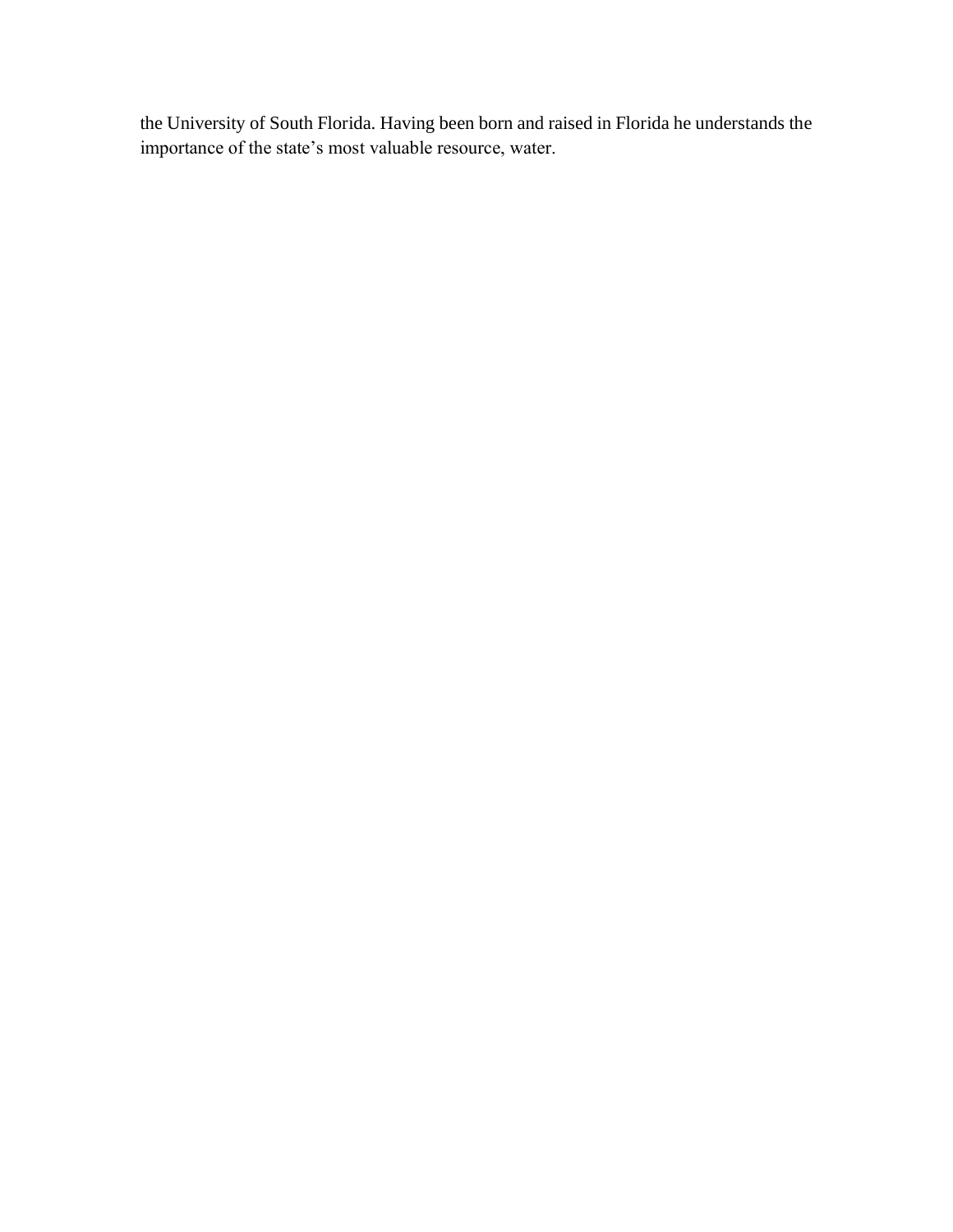the University of South Florida. Having been born and raised in Florida he understands the importance of the state’s most valuable resource, water.